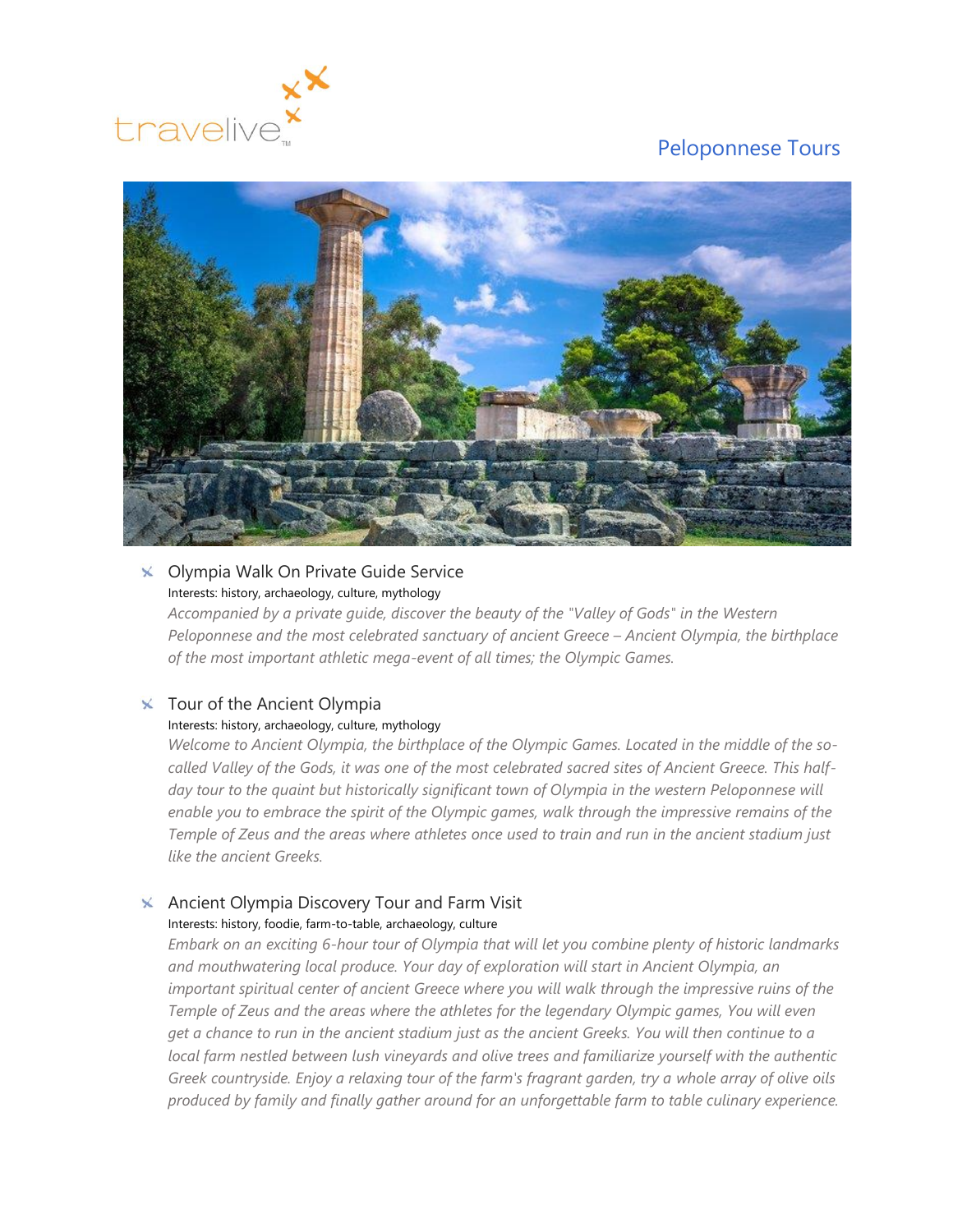travelive

# Peloponnese Tours

## Olympia Walk On Private Guide Service

Interests: history, archaeology, culture, mythology

*Accompanied by a private guide, discover the beauty of the "Valley of Gods" in the Western Peloponnese and the most celebrated sanctuary of ancient Greece – Ancient Olympia, the birthplace of the most important athletic mega-event of all times; the Olympic Games.*

## Tour of the Ancient Olympia

Interests: history, archaeology, culture, mythology

*Welcome to Ancient Olympia, the birthplace of the Olympic Games. Located in the middle of the so-called Valley of the Gods, it was one of the most celebrated sacred sites of Ancient Greece. This half-day tour to the quaint but historically significant town of Olympia in the western Peloponnese will enable you to embrace the spirit of the Olympic games, walk through the impressive remains of the Temple of Zeus and the areas where athletes once used to train and run in the ancient stadium just like the ancient Greeks.*

## Ancient Olympia Discovery Tour and Farm Visit

Interests: history, foodie, farm-to-table, archaeology, culture

*Embark on an exciting 6-hour tour of Olympia that will let you combine plenty of historic landmarks and mouthwatering local produce. Your day of exploration will start in Ancient Olympia, an important spiritual center of ancient Greece where you will walk through the impressive ruins of the Temple of Zeus and the areas where the athletes for the legendary Olympic games, You will even get a chance to run in the ancient stadium just as the ancient Greeks. You will then continue to a local farm nestled between lush vineyards and olive trees and familiarize yourself with the authentic Greek countryside. Enjoy a relaxing tour of the farm's fragrant garden, try a whole array of olive oils produced by family and finally gather around for an unforgettable farm to table culinary experience.*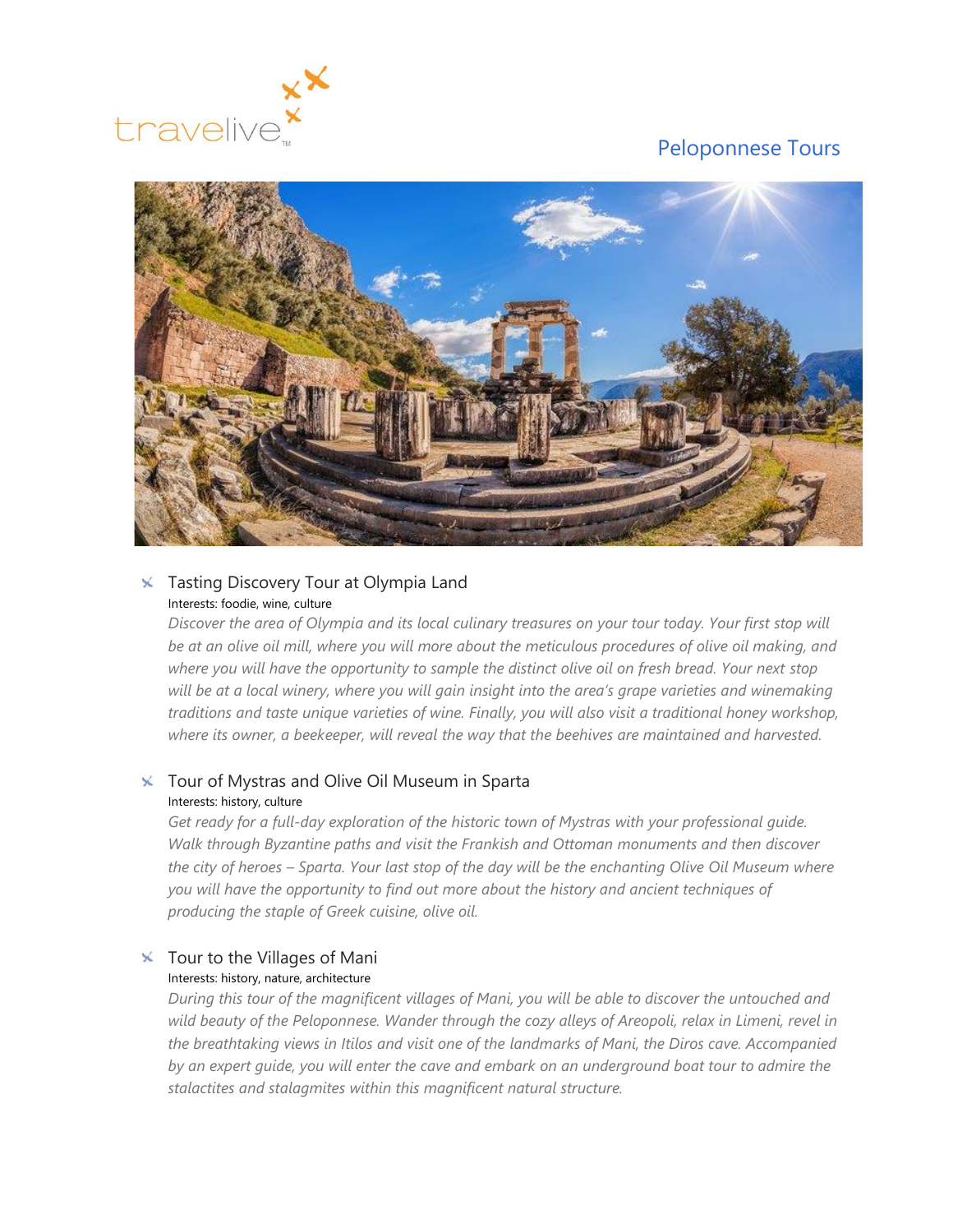# Peloponnese Tours

## Tasting Discovery Tour at Olympia Land

Interests: foodie, wine, culture

*Discover the area of Olympia and its local culinary treasures on your tour today. Your first stop will be at an olive oil mill, where you will more about the meticulous procedures of olive oil making, and where you will have the opportunity to sample the distinct olive oil on fresh bread. Your next stop will be at a local winery, where you will gain insight into the area's grape varieties and winemaking traditions and taste unique varieties of wine. Finally, you will also visit a traditional honey workshop, where its owner, a beekeeper, will reveal the way that the beehives are maintained and harvested.*

## Tour of Mystras and Olive Oil Museum in Sparta

Interests: history, culture

*Get ready for a full-day exploration of the historic town of Mystras with your professional guide. Walk through Byzantine paths and visit the Frankish and Ottoman monuments and then discover the city of heroes – Sparta. Your last stop of the day will be the enchanting Olive Oil Museum where you will have the opportunity to find out more about the history and ancient techniques of producing the staple of Greek cuisine, olive oil.*

## Tour to the Villages of Mani

Interests: history, nature, architecture

*During this tour of the magnificent villages of Mani, you will be able to discover the untouched and wild beauty of the Peloponnese. Wander through the cozy alleys of Areopoli, relax in Limeni, revel in the breathtaking views in Itilos and visit one of the landmarks of Mani, the Diros cave. Accompanied by an expert guide, you will enter the cave and embark on an underground boat tour to admire the stalactites and stalagmites within this magnificent natural structure.*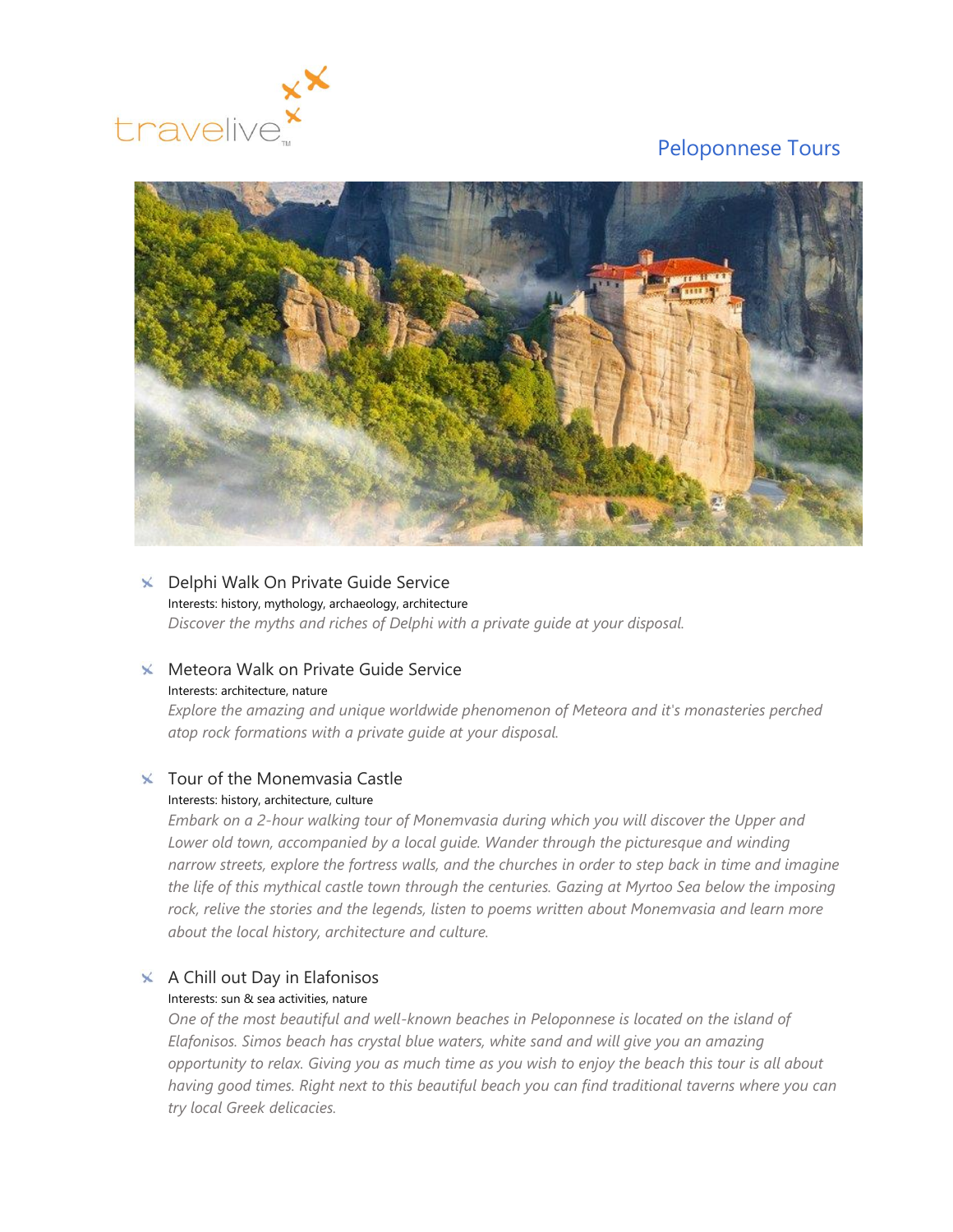## Peloponnese Tours

- **Delphi Walk On Private Guide Service**
  Interests: history, mythology, archaeology, architecture
  *Discover the myths and riches of Delphi with a private guide at your disposal.*

- **Meteora Walk on Private Guide Service**
  Interests: architecture, nature
  *Explore the amazing and unique worldwide phenomenon of Meteora and it's monasteries perched atop rock formations with a private guide at your disposal.*

- **Tour of the Monemvasia Castle**
  Interests: history, architecture, culture
  *Embark on a 2-hour walking tour of Monemvasia during which you will discover the Upper and Lower old town, accompanied by a local guide. Wander through the picturesque and winding narrow streets, explore the fortress walls, and the churches in order to step back in time and imagine the life of this mythical castle town through the centuries. Gazing at Myrtoo Sea below the imposing rock, relive the stories and the legends, listen to poems written about Monemvasia and learn more about the local history, architecture and culture.*

- **A Chill out Day in Elafonisos**
  Interests: sun & sea activities, nature
  *One of the most beautiful and well-known beaches in Peloponnese is located on the island of Elafonisos. Simos beach has crystal blue waters, white sand and will give you an amazing opportunity to relax. Giving you as much time as you wish to enjoy the beach this tour is all about having good times. Right next to this beautiful beach you can find traditional taverns where you can try local Greek delicacies.*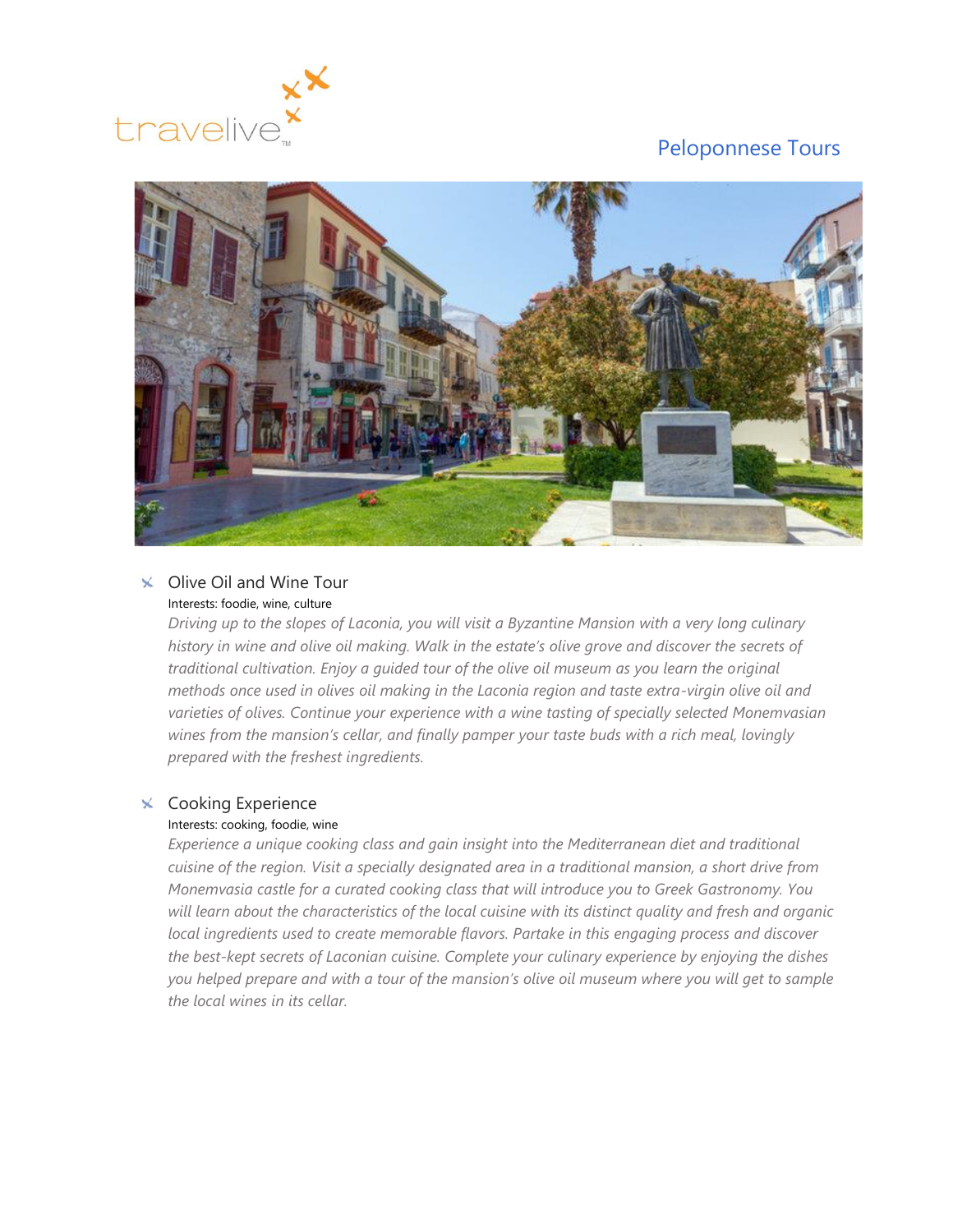Peloponnese Tours

## Olive Oil and Wine Tour

Interests: foodie, wine, culture

*Driving up to the slopes of Laconia, you will visit a Byzantine Mansion with a very long culinary history in wine and olive oil making. Walk in the estate's olive grove and discover the secrets of traditional cultivation. Enjoy a guided tour of the olive oil museum as you learn the original methods once used in olives oil making in the Laconia region and taste extra-virgin olive oil and varieties of olives. Continue your experience with a wine tasting of specially selected Monemvasian wines from the mansion's cellar, and finally pamper your taste buds with a rich meal, lovingly prepared with the freshest ingredients.*

## Cooking Experience

Interests: cooking, foodie, wine

*Experience a unique cooking class and gain insight into the Mediterranean diet and traditional cuisine of the region. Visit a specially designated area in a traditional mansion, a short drive from Monemvasia castle for a curated cooking class that will introduce you to Greek Gastronomy. You will learn about the characteristics of the local cuisine with its distinct quality and fresh and organic local ingredients used to create memorable flavors. Partake in this engaging process and discover the best-kept secrets of Laconian cuisine. Complete your culinary experience by enjoying the dishes you helped prepare and with a tour of the mansion's olive oil museum where you will get to sample the local wines in its cellar.*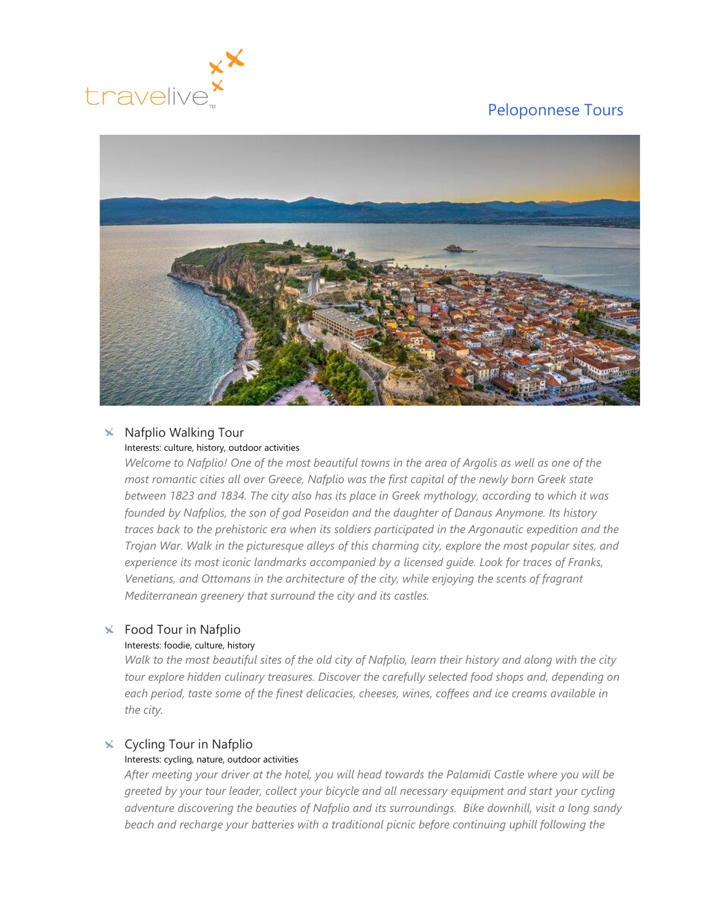travelive

Peloponnese Tours

## Nafplio Walking Tour

Interests: culture, history, outdoor activities

*Welcome to Nafplio! One of the most beautiful towns in the area of Argolis as well as one of the most romantic cities all over Greece, Nafplio was the first capital of the newly born Greek state between 1823 and 1834. The city also has its place in Greek mythology, according to which it was founded by Nafplios, the son of god Poseidon and the daughter of Danaus Anymone. Its history traces back to the prehistoric era when its soldiers participated in the Argonautic expedition and the Trojan War. Walk in the picturesque alleys of this charming city, explore the most popular sites, and experience its most iconic landmarks accompanied by a licensed guide. Look for traces of Franks, Venetians, and Ottomans in the architecture of the city, while enjoying the scents of fragrant Mediterranean greenery that surround the city and its castles.*

## Food Tour in Nafplio

Interests: foodie, culture, history

*Walk to the most beautiful sites of the old city of Nafplio, learn their history and along with the city tour explore hidden culinary treasures. Discover the carefully selected food shops and, depending on each period, taste some of the finest delicacies, cheeses, wines, coffees and ice creams available in the city.*

## Cycling Tour in Nafplio

Interests: cycling, nature, outdoor activities

*After meeting your driver at the hotel, you will head towards the Palamidi Castle where you will be greeted by your tour leader, collect your bicycle and all necessary equipment and start your cycling adventure discovering the beauties of Nafplio and its surroundings. Bike downhill, visit a long sandy beach and recharge your batteries with a traditional picnic before continuing uphill following the*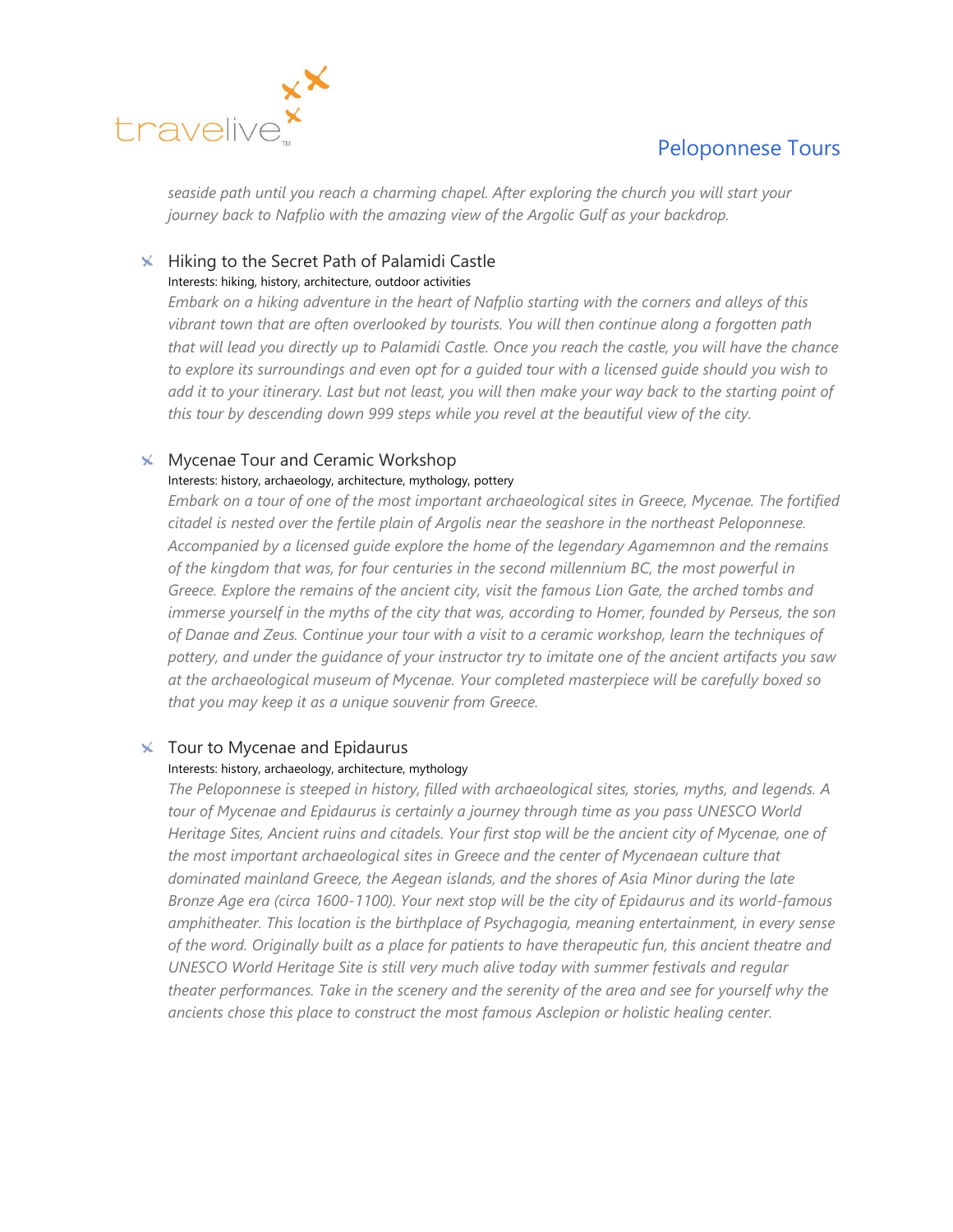*seaside path until you reach a charming chapel. After exploring the church you will start your journey back to Nafplio with the amazing view of the Argolic Gulf as your backdrop.*

- ### Hiking to the Secret Path of Palamidi Castle

  Interests: hiking, history, architecture, outdoor activities

  *Embark on a hiking adventure in the heart of Nafplio starting with the corners and alleys of this vibrant town that are often overlooked by tourists. You will then continue along a forgotten path that will lead you directly up to Palamidi Castle. Once you reach the castle, you will have the chance to explore its surroundings and even opt for a guided tour with a licensed guide should you wish to add it to your itinerary. Last but not least, you will then make your way back to the starting point of this tour by descending down 999 steps while you revel at the beautiful view of the city.*

- ### Mycenae Tour and Ceramic Workshop

  Interests: history, archaeology, architecture, mythology, pottery

  *Embark on a tour of one of the most important archaeological sites in Greece, Mycenae. The fortified citadel is nested over the fertile plain of Argolis near the seashore in the northeast Peloponnese. Accompanied by a licensed guide explore the home of the legendary Agamemnon and the remains of the kingdom that was, for four centuries in the second millennium BC, the most powerful in Greece. Explore the remains of the ancient city, visit the famous Lion Gate, the arched tombs and immerse yourself in the myths of the city that was, according to Homer, founded by Perseus, the son of Danae and Zeus. Continue your tour with a visit to a ceramic workshop, learn the techniques of pottery, and under the guidance of your instructor try to imitate one of the ancient artifacts you saw at the archaeological museum of Mycenae. Your completed masterpiece will be carefully boxed so that you may keep it as a unique souvenir from Greece.*

- ### Tour to Mycenae and Epidaurus

  Interests: history, archaeology, architecture, mythology

  *The Peloponnese is steeped in history, filled with archaeological sites, stories, myths, and legends. A tour of Mycenae and Epidaurus is certainly a journey through time as you pass UNESCO World Heritage Sites, Ancient ruins and citadels. Your first stop will be the ancient city of Mycenae, one of the most important archaeological sites in Greece and the center of Mycenaean culture that dominated mainland Greece, the Aegean islands, and the shores of Asia Minor during the late Bronze Age era (circa 1600-1100). Your next stop will be the city of Epidaurus and its world-famous amphitheater. This location is the birthplace of Psychagogia, meaning entertainment, in every sense of the word. Originally built as a place for patients to have therapeutic fun, this ancient theatre and UNESCO World Heritage Site is still very much alive today with summer festivals and regular theater performances. Take in the scenery and the serenity of the area and see for yourself why the ancients chose this place to construct the most famous Asclepion or holistic healing center.*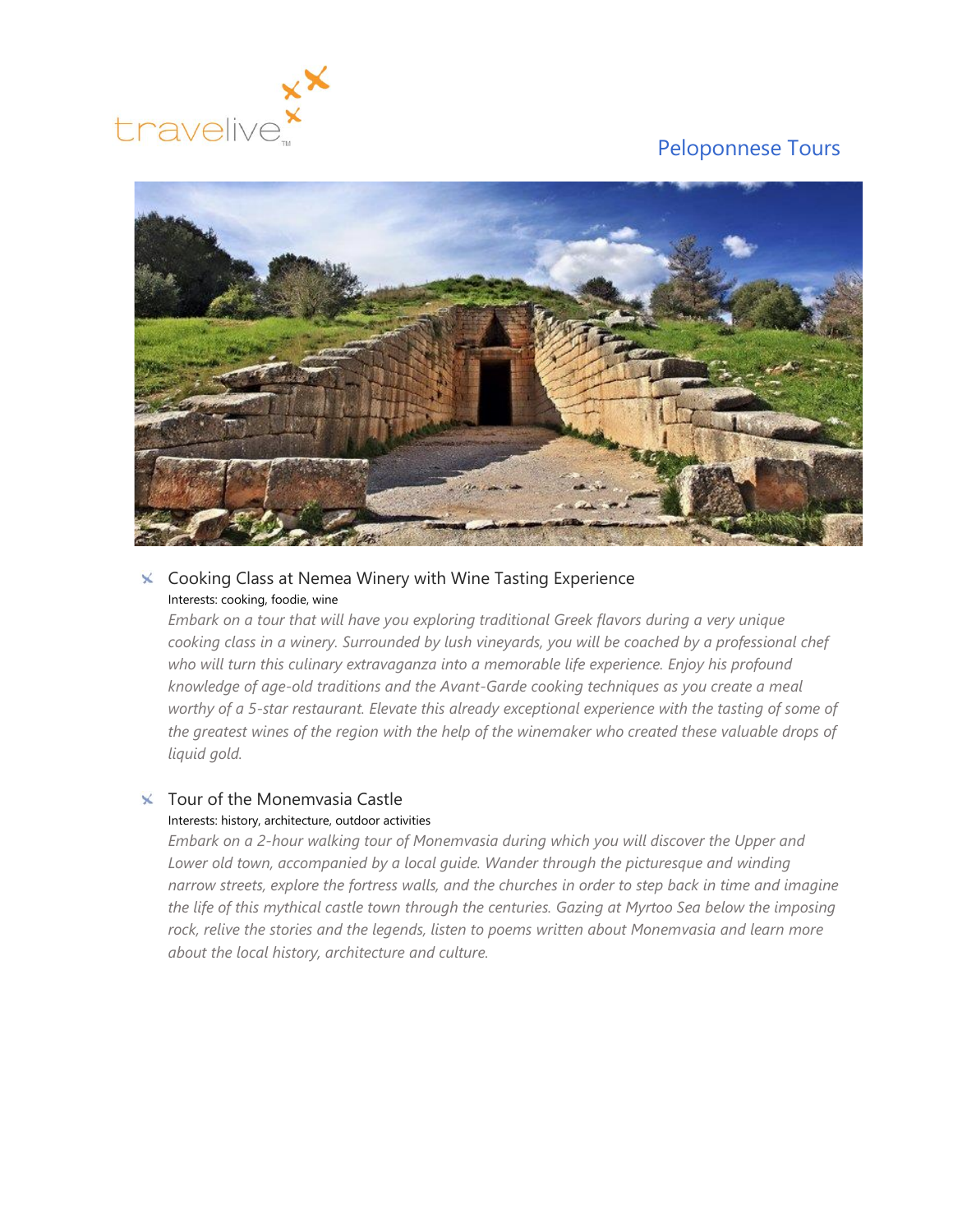## Cooking Class at Nemea Winery with Wine Tasting Experience

Interests: cooking, foodie, wine

*Embark on a tour that will have you exploring traditional Greek flavors during a very unique cooking class in a winery. Surrounded by lush vineyards, you will be coached by a professional chef who will turn this culinary extravaganza into a memorable life experience. Enjoy his profound knowledge of age-old traditions and the Avant-Garde cooking techniques as you create a meal worthy of a 5-star restaurant. Elevate this already exceptional experience with the tasting of some of the greatest wines of the region with the help of the winemaker who created these valuable drops of liquid gold.*

## Tour of the Monemvasia Castle

Interests: history, architecture, outdoor activities

*Embark on a 2-hour walking tour of Monemvasia during which you will discover the Upper and Lower old town, accompanied by a local guide. Wander through the picturesque and winding narrow streets, explore the fortress walls, and the churches in order to step back in time and imagine the life of this mythical castle town through the centuries. Gazing at Myrtoo Sea below the imposing rock, relive the stories and the legends, listen to poems written about Monemvasia and learn more about the local history, architecture and culture.*